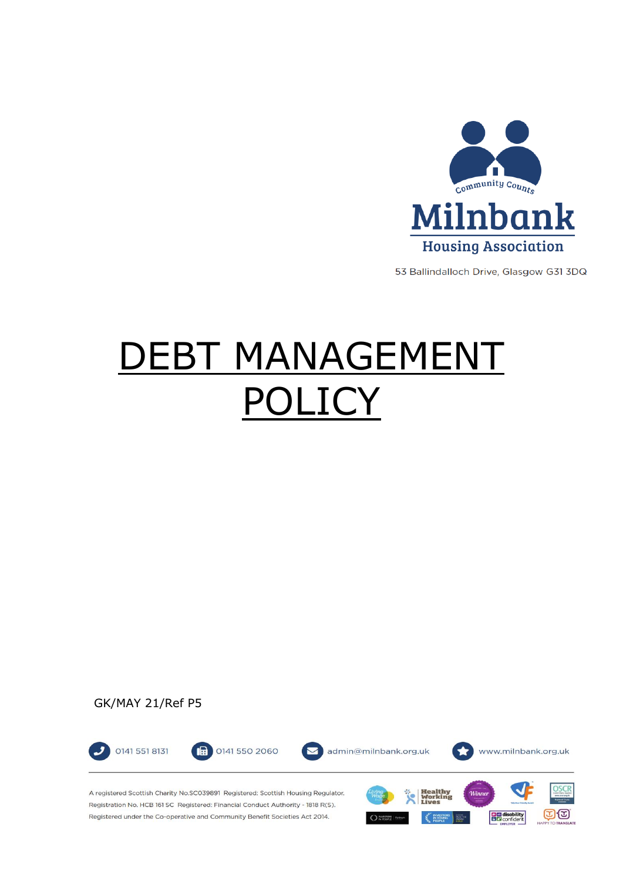Community Counts

Milnbank

Housing Association

53 Ballindalloch Drive, Glasgow G31 3DQ

# DEBT MANAGEMENT POLICY

GK/MAY 21/Ref P5

0141 551 8131 0141 550 2060 admin@milnbank.org.uk www.milnbank.org.uk

A registered Scottish Charity No.SC039891 Registered: Scottish Housing Regulator. Registration No. HCB 161 SC Registered: Financial Conduct Authority - 1818 R(S). Registered under the Co-operative and Community Benefit Societies Act 2014.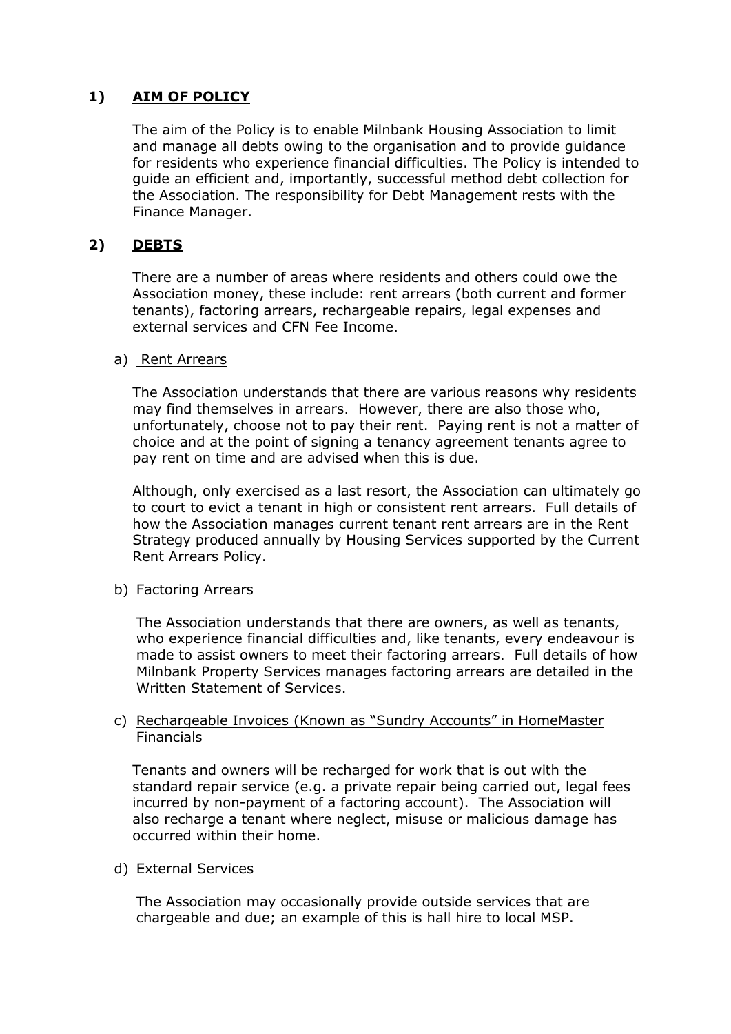## 1) AIM OF POLICY

The aim of the Policy is to enable Milnbank Housing Association to limit and manage all debts owing to the organisation and to provide guidance for residents who experience financial difficulties. The Policy is intended to guide an efficient and, importantly, successful method debt collection for the Association. The responsibility for Debt Management rests with the Finance Manager.

## 2) DEBTS

There are a number of areas where residents and others could owe the Association money, these include: rent arrears (both current and former tenants), factoring arrears, rechargeable repairs, legal expenses and external services and CFN Fee Income.

### a) Rent Arrears

The Association understands that there are various reasons why residents may find themselves in arrears. However, there are also those who, unfortunately, choose not to pay their rent. Paying rent is not a matter of choice and at the point of signing a tenancy agreement tenants agree to pay rent on time and are advised when this is due.

Although, only exercised as a last resort, the Association can ultimately go to court to evict a tenant in high or consistent rent arrears. Full details of how the Association manages current tenant rent arrears are in the Rent Strategy produced annually by Housing Services supported by the Current Rent Arrears Policy.

### b) Factoring Arrears

The Association understands that there are owners, as well as tenants, who experience financial difficulties and, like tenants, every endeavour is made to assist owners to meet their factoring arrears. Full details of how Milnbank Property Services manages factoring arrears are detailed in the Written Statement of Services.

### c) Rechargeable Invoices (Known as "Sundry Accounts" in HomeMaster Financials

Tenants and owners will be recharged for work that is out with the standard repair service (e.g. a private repair being carried out, legal fees incurred by non-payment of a factoring account). The Association will also recharge a tenant where neglect, misuse or malicious damage has occurred within their home.

### d) External Services

The Association may occasionally provide outside services that are chargeable and due; an example of this is hall hire to local MSP.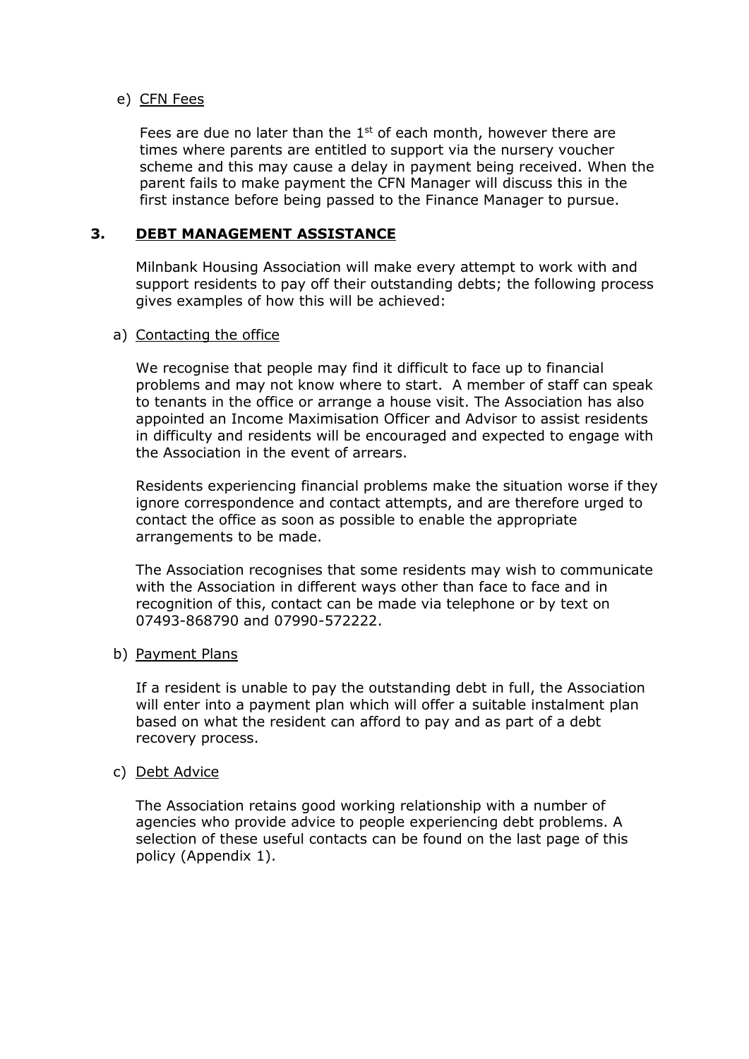e) <u>CFN Fees</u>

Fees are due no later than the 1st of each month, however there are times where parents are entitled to support via the nursery voucher scheme and this may cause a delay in payment being received. When the parent fails to make payment the CFN Manager will discuss this in the first instance before being passed to the Finance Manager to pursue.

## 3. DEBT MANAGEMENT ASSISTANCE

Milnbank Housing Association will make every attempt to work with and support residents to pay off their outstanding debts; the following process gives examples of how this will be achieved:

a) <u>Contacting the office</u>

We recognise that people may find it difficult to face up to financial problems and may not know where to start. A member of staff can speak to tenants in the office or arrange a house visit. The Association has also appointed an Income Maximisation Officer and Advisor to assist residents in difficulty and residents will be encouraged and expected to engage with the Association in the event of arrears.

Residents experiencing financial problems make the situation worse if they ignore correspondence and contact attempts, and are therefore urged to contact the office as soon as possible to enable the appropriate arrangements to be made.

The Association recognises that some residents may wish to communicate with the Association in different ways other than face to face and in recognition of this, contact can be made via telephone or by text on 07493-868790 and 07990-572222.

b) <u>Payment Plans</u>

If a resident is unable to pay the outstanding debt in full, the Association will enter into a payment plan which will offer a suitable instalment plan based on what the resident can afford to pay and as part of a debt recovery process.

c) <u>Debt Advice</u>

The Association retains good working relationship with a number of agencies who provide advice to people experiencing debt problems. A selection of these useful contacts can be found on the last page of this policy (Appendix 1).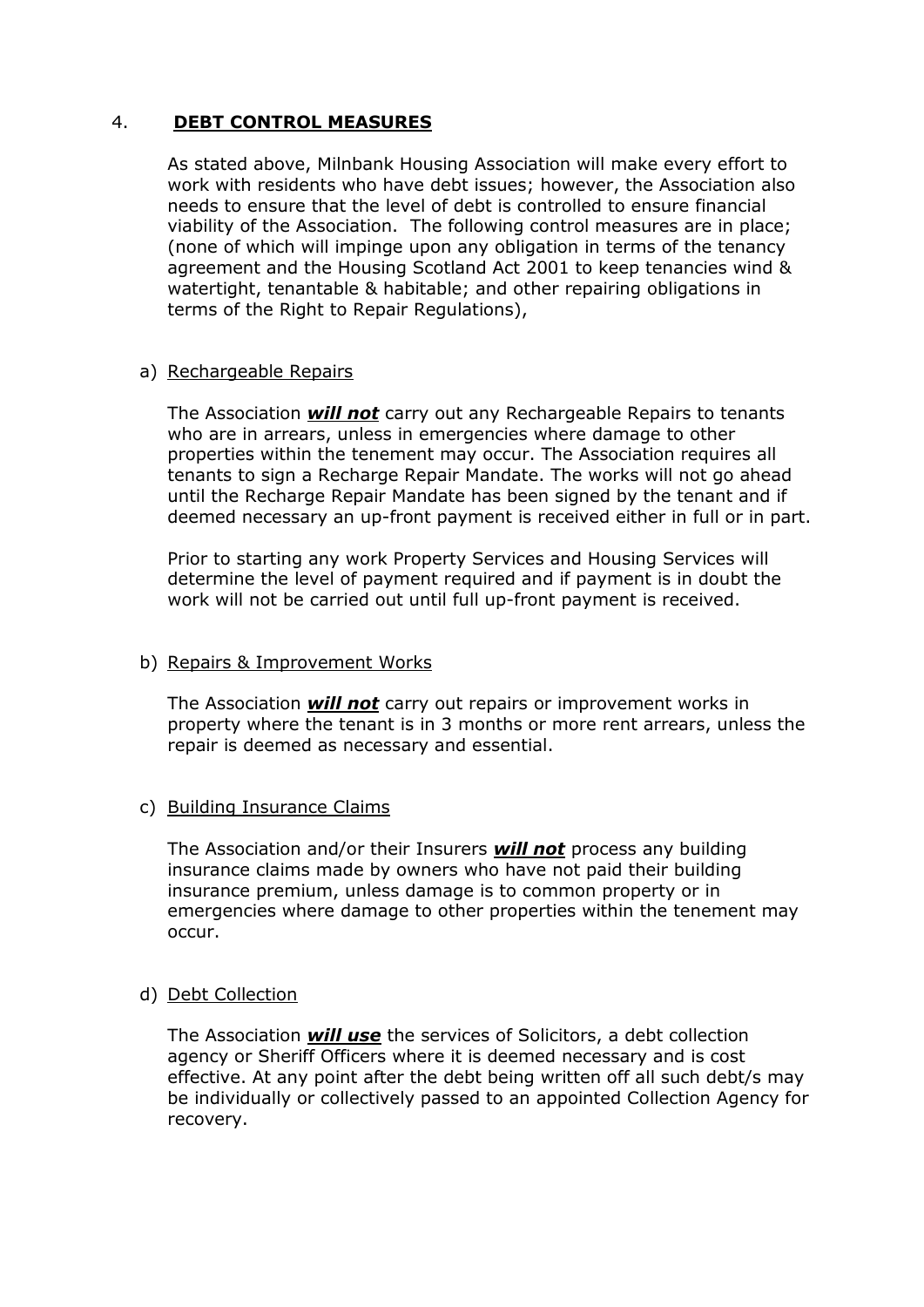## 4. **DEBT CONTROL MEASURES**

As stated above, Milnbank Housing Association will make every effort to work with residents who have debt issues; however, the Association also needs to ensure that the level of debt is controlled to ensure financial viability of the Association. The following control measures are in place; (none of which will impinge upon any obligation in terms of the tenancy agreement and the Housing Scotland Act 2001 to keep tenancies wind & watertight, tenantable & habitable; and other repairing obligations in terms of the Right to Repair Regulations),

a) Rechargeable Repairs

The Association ***will not*** carry out any Rechargeable Repairs to tenants who are in arrears, unless in emergencies where damage to other properties within the tenement may occur. The Association requires all tenants to sign a Recharge Repair Mandate. The works will not go ahead until the Recharge Repair Mandate has been signed by the tenant and if deemed necessary an up-front payment is received either in full or in part.

Prior to starting any work Property Services and Housing Services will determine the level of payment required and if payment is in doubt the work will not be carried out until full up-front payment is received.

b) Repairs & Improvement Works

The Association ***will not*** carry out repairs or improvement works in property where the tenant is in 3 months or more rent arrears, unless the repair is deemed as necessary and essential.

c) Building Insurance Claims

The Association and/or their Insurers ***will not*** process any building insurance claims made by owners who have not paid their building insurance premium, unless damage is to common property or in emergencies where damage to other properties within the tenement may occur.

d) Debt Collection

The Association ***will use*** the services of Solicitors, a debt collection agency or Sheriff Officers where it is deemed necessary and is cost effective. At any point after the debt being written off all such debt/s may be individually or collectively passed to an appointed Collection Agency for recovery.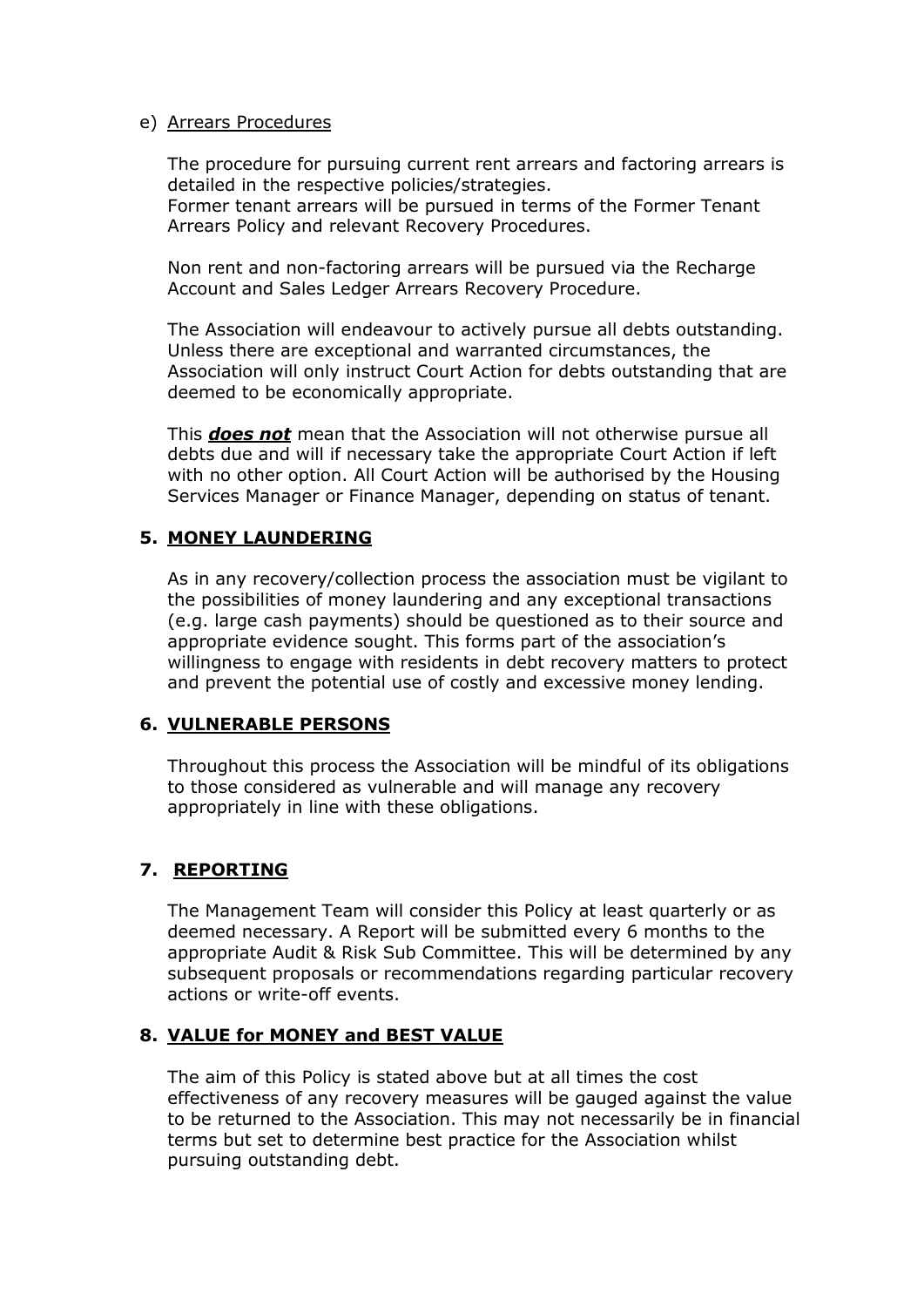e) <u>Arrears Procedures</u>

The procedure for pursuing current rent arrears and factoring arrears is detailed in the respective policies/strategies.
Former tenant arrears will be pursued in terms of the Former Tenant Arrears Policy and relevant Recovery Procedures.

Non rent and non-factoring arrears will be pursued via the Recharge Account and Sales Ledger Arrears Recovery Procedure.

The Association will endeavour to actively pursue all debts outstanding. Unless there are exceptional and warranted circumstances, the Association will only instruct Court Action for debts outstanding that are deemed to be economically appropriate.

This ***<u>does not</u>*** mean that the Association will not otherwise pursue all debts due and will if necessary take the appropriate Court Action if left with no other option. All Court Action will be authorised by the Housing Services Manager or Finance Manager, depending on status of tenant.

## 5. <u>MONEY LAUNDERING</u>

As in any recovery/collection process the association must be vigilant to the possibilities of money laundering and any exceptional transactions (e.g. large cash payments) should be questioned as to their source and appropriate evidence sought. This forms part of the association's willingness to engage with residents in debt recovery matters to protect and prevent the potential use of costly and excessive money lending.

## 6. <u>VULNERABLE PERSONS</u>

Throughout this process the Association will be mindful of its obligations to those considered as vulnerable and will manage any recovery appropriately in line with these obligations.

## 7. <u>REPORTING</u>

The Management Team will consider this Policy at least quarterly or as deemed necessary. A Report will be submitted every 6 months to the appropriate Audit & Risk Sub Committee. This will be determined by any subsequent proposals or recommendations regarding particular recovery actions or write-off events.

## 8. <u>VALUE for MONEY and BEST VALUE</u>

The aim of this Policy is stated above but at all times the cost effectiveness of any recovery measures will be gauged against the value to be returned to the Association. This may not necessarily be in financial terms but set to determine best practice for the Association whilst pursuing outstanding debt.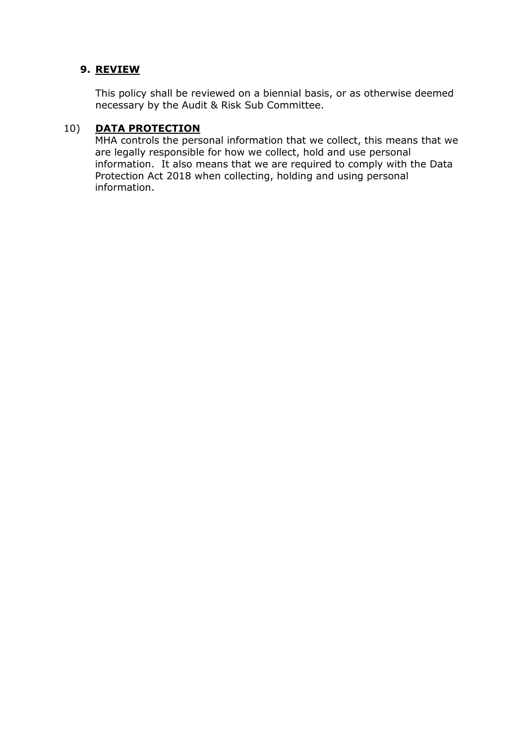## 9. REVIEW

This policy shall be reviewed on a biennial basis, or as otherwise deemed necessary by the Audit & Risk Sub Committee.

## 10) DATA PROTECTION

MHA controls the personal information that we collect, this means that we are legally responsible for how we collect, hold and use personal information. It also means that we are required to comply with the Data Protection Act 2018 when collecting, holding and using personal information.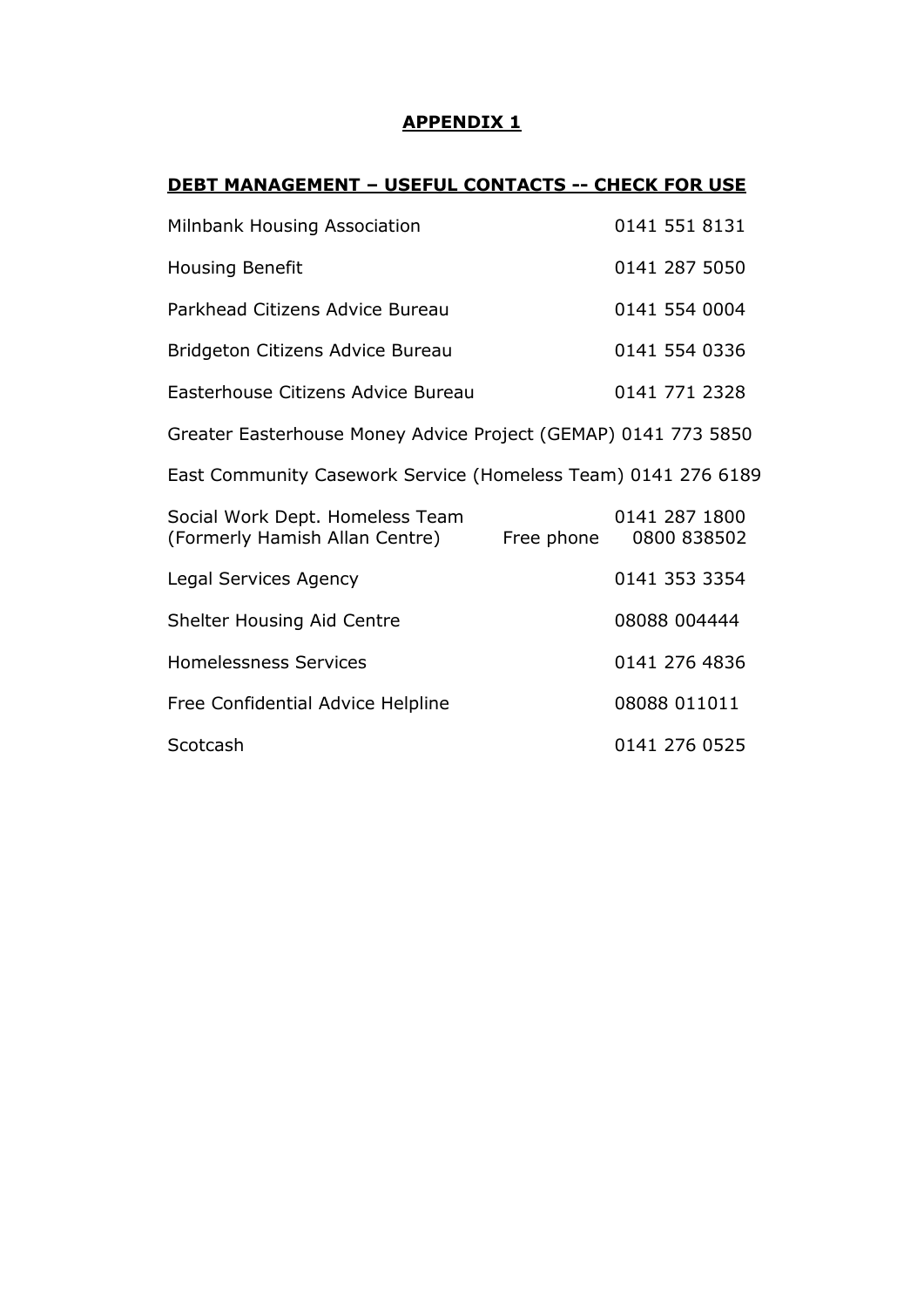## APPENDIX 1

### DEBT MANAGEMENT – USEFUL CONTACTS -- CHECK FOR USE

| | |
|---|---|
| Milnbank Housing Association | 0141 551 8131 |
| Housing Benefit | 0141 287 5050 |
| Parkhead Citizens Advice Bureau | 0141 554 0004 |
| Bridgeton Citizens Advice Bureau | 0141 554 0336 |
| Easterhouse Citizens Advice Bureau | 0141 771 2328 |
| Greater Easterhouse Money Advice Project (GEMAP) | 0141 773 5850 |
| East Community Casework Service (Homeless Team) | 0141 276 6189 |
| Social Work Dept. Homeless Team (Formerly Hamish Allan Centre) | 0141 287 1800<br>Free phone 0800 838502 |
| Legal Services Agency | 0141 353 3354 |
| Shelter Housing Aid Centre | 08088 004444 |
| Homelessness Services | 0141 276 4836 |
| Free Confidential Advice Helpline | 08088 011011 |
| Scotcash | 0141 276 0525 |